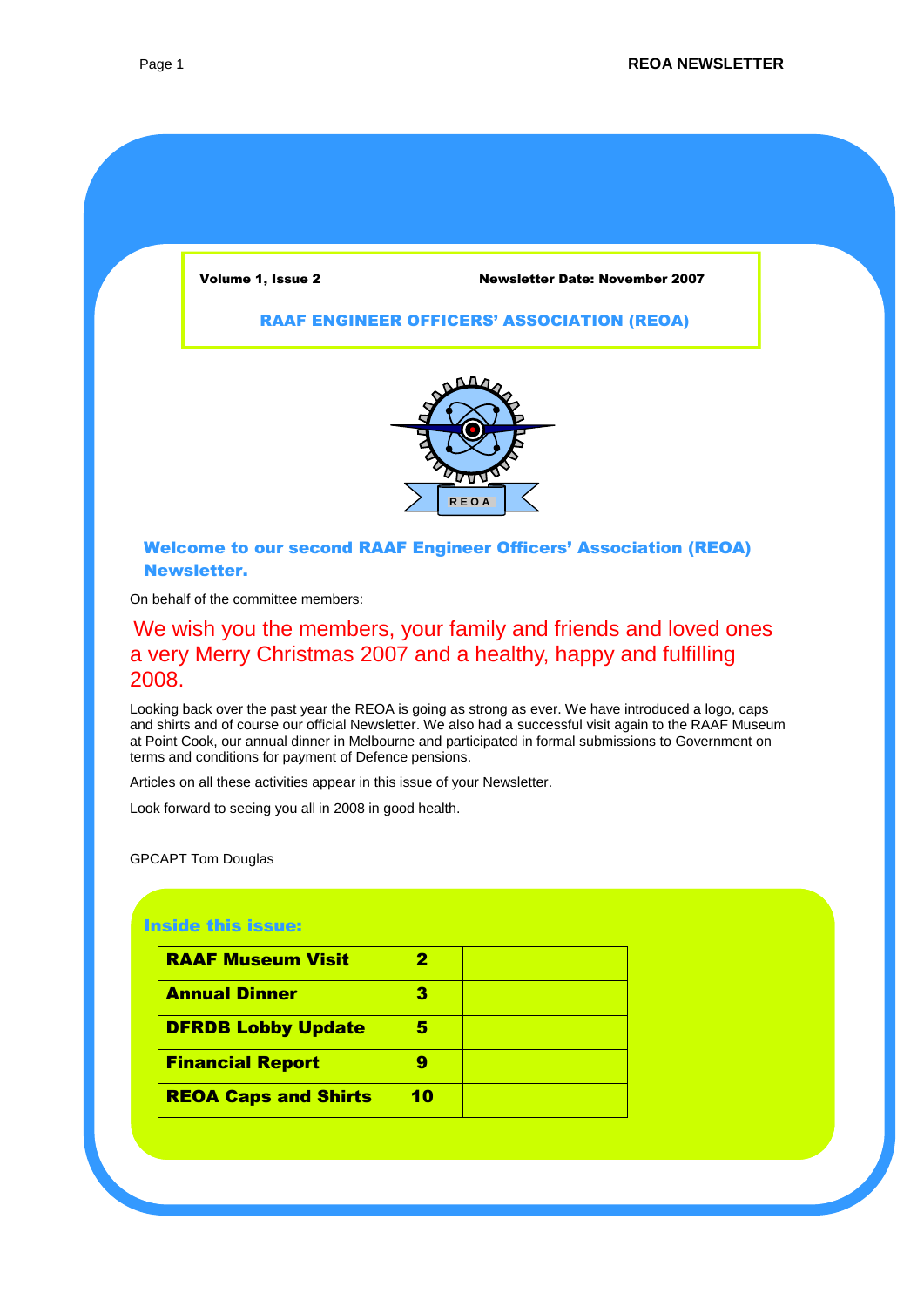Volume 1, Issue 2 Newsletter Date: November 2007

**RAAF ENGINEER OFFICERS' ASSOCIATION (REOA)**

REOA

## Welcome to our second RAAF Engineer Officers' Association (REOA) Newsletter.

On behalf of the committee members:

We wish you the members, your family and friends and loved ones a very Merry Christmas 2007 and a healthy, happy and fulfilling 2008.

Looking back over the past year the REOA is going as strong as ever. We have introduced a logo, caps and shirts and of course our official Newsletter. We also had a successful visit again to the RAAF Museum at Point Cook, our annual dinner in Melbourne and participated in formal submissions to Government on terms and conditions for payment of Defence pensions.

Articles on all these activities appear in this issue of your Newsletter.

Look forward to seeing you all in 2008 in good health.

GPCAPT Tom Douglas

### Inside this issue:

| | | |
|---|---|---|
| **RAAF Museum Visit** | **2** | |
| **Annual Dinner** | **3** | |
| **DFRDB Lobby Update** | **5** | |
| **Financial Report** | **9** | |
| **REOA Caps and Shirts** | **10** | |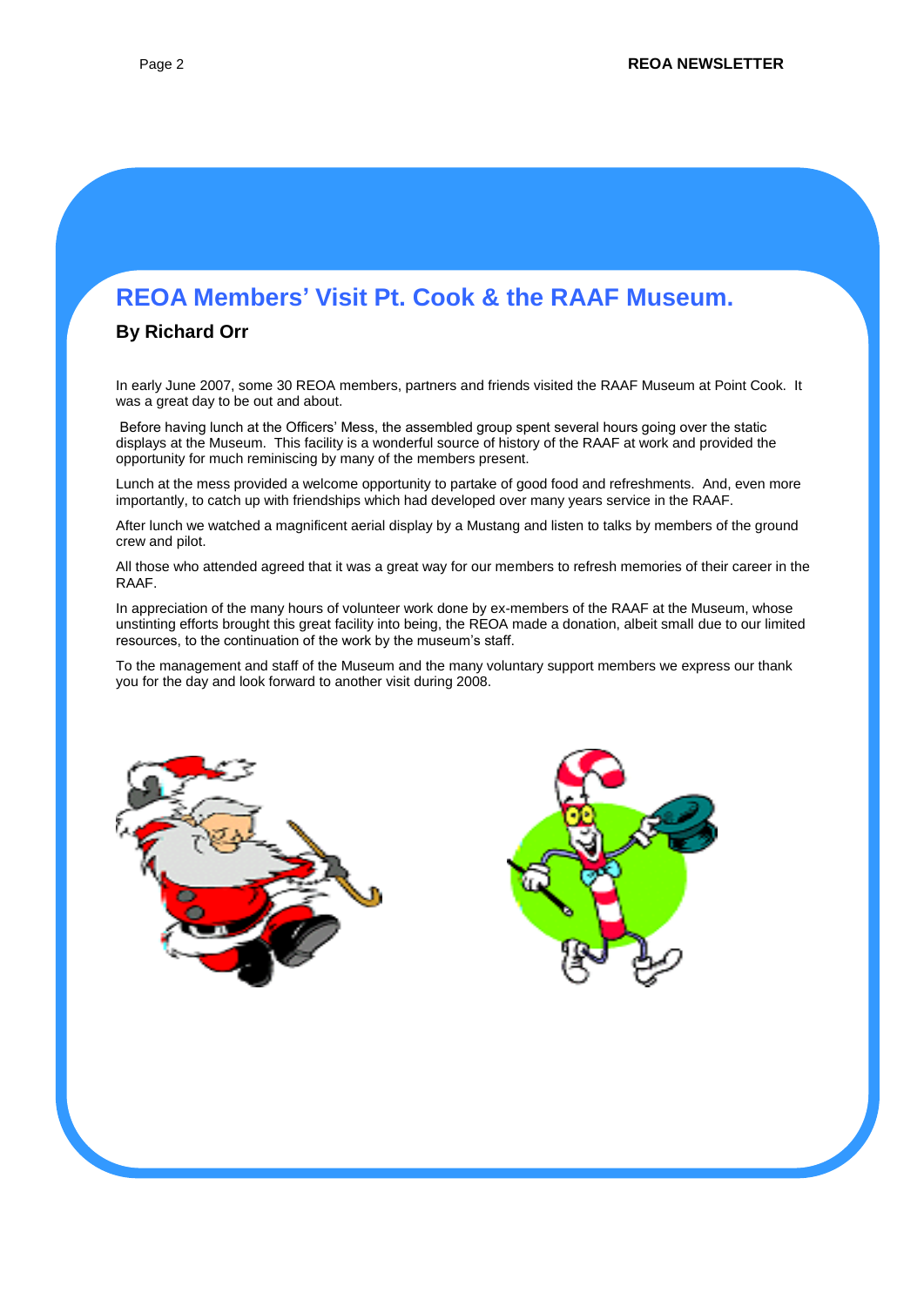## REOA Members' Visit Pt. Cook & the RAAF Museum.

**By Richard Orr**

In early June 2007, some 30 REOA members, partners and friends visited the RAAF Museum at Point Cook. It was a great day to be out and about.

Before having lunch at the Officers' Mess, the assembled group spent several hours going over the static displays at the Museum. This facility is a wonderful source of history of the RAAF at work and provided the opportunity for much reminiscing by many of the members present.

Lunch at the mess provided a welcome opportunity to partake of good food and refreshments. And, even more importantly, to catch up with friendships which had developed over many years service in the RAAF.

After lunch we watched a magnificent aerial display by a Mustang and listen to talks by members of the ground crew and pilot.

All those who attended agreed that it was a great way for our members to refresh memories of their career in the RAAF.

In appreciation of the many hours of volunteer work done by ex-members of the RAAF at the Museum, whose unstinting efforts brought this great facility into being, the REOA made a donation, albeit small due to our limited resources, to the continuation of the work by the museum's staff.

To the management and staff of the Museum and the many voluntary support members we express our thank you for the day and look forward to another visit during 2008.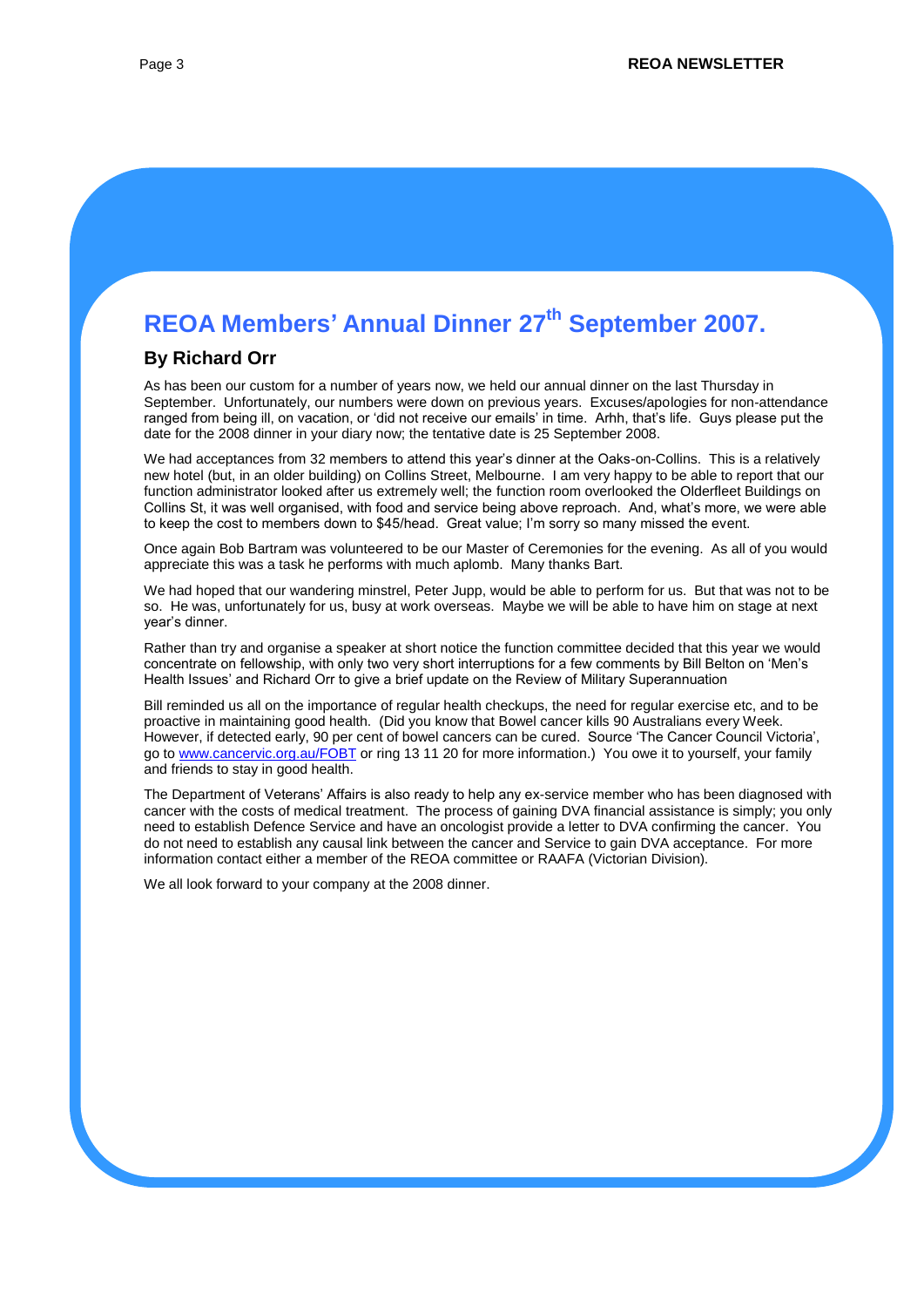# REOA Members' Annual Dinner 27th September 2007.

### By Richard Orr

As has been our custom for a number of years now, we held our annual dinner on the last Thursday in September. Unfortunately, our numbers were down on previous years. Excuses/apologies for non-attendance ranged from being ill, on vacation, or 'did not receive our emails' in time. Arhh, that's life. Guys please put the date for the 2008 dinner in your diary now; the tentative date is 25 September 2008.

We had acceptances from 32 members to attend this year's dinner at the Oaks-on-Collins. This is a relatively new hotel (but, in an older building) on Collins Street, Melbourne. I am very happy to be able to report that our function administrator looked after us extremely well; the function room overlooked the Olderfleet Buildings on Collins St, it was well organised, with food and service being above reproach. And, what's more, we were able to keep the cost to members down to $45/head. Great value; I'm sorry so many missed the event.

Once again Bob Bartram was volunteered to be our Master of Ceremonies for the evening. As all of you would appreciate this was a task he performs with much aplomb. Many thanks Bart.

We had hoped that our wandering minstrel, Peter Jupp, would be able to perform for us. But that was not to be so. He was, unfortunately for us, busy at work overseas. Maybe we will be able to have him on stage at next year's dinner.

Rather than try and organise a speaker at short notice the function committee decided that this year we would concentrate on fellowship, with only two very short interruptions for a few comments by Bill Belton on 'Men's Health Issues' and Richard Orr to give a brief update on the Review of Military Superannuation

Bill reminded us all on the importance of regular health checkups, the need for regular exercise etc, and to be proactive in maintaining good health. (Did you know that Bowel cancer kills 90 Australians every Week. However, if detected early, 90 per cent of bowel cancers can be cured. Source 'The Cancer Council Victoria', go to www.cancervic.org.au/FOBT or ring 13 11 20 for more information.) You owe it to yourself, your family and friends to stay in good health.

The Department of Veterans' Affairs is also ready to help any ex-service member who has been diagnosed with cancer with the costs of medical treatment. The process of gaining DVA financial assistance is simply; you only need to establish Defence Service and have an oncologist provide a letter to DVA confirming the cancer. You do not need to establish any causal link between the cancer and Service to gain DVA acceptance. For more information contact either a member of the REOA committee or RAAFA (Victorian Division).

We all look forward to your company at the 2008 dinner.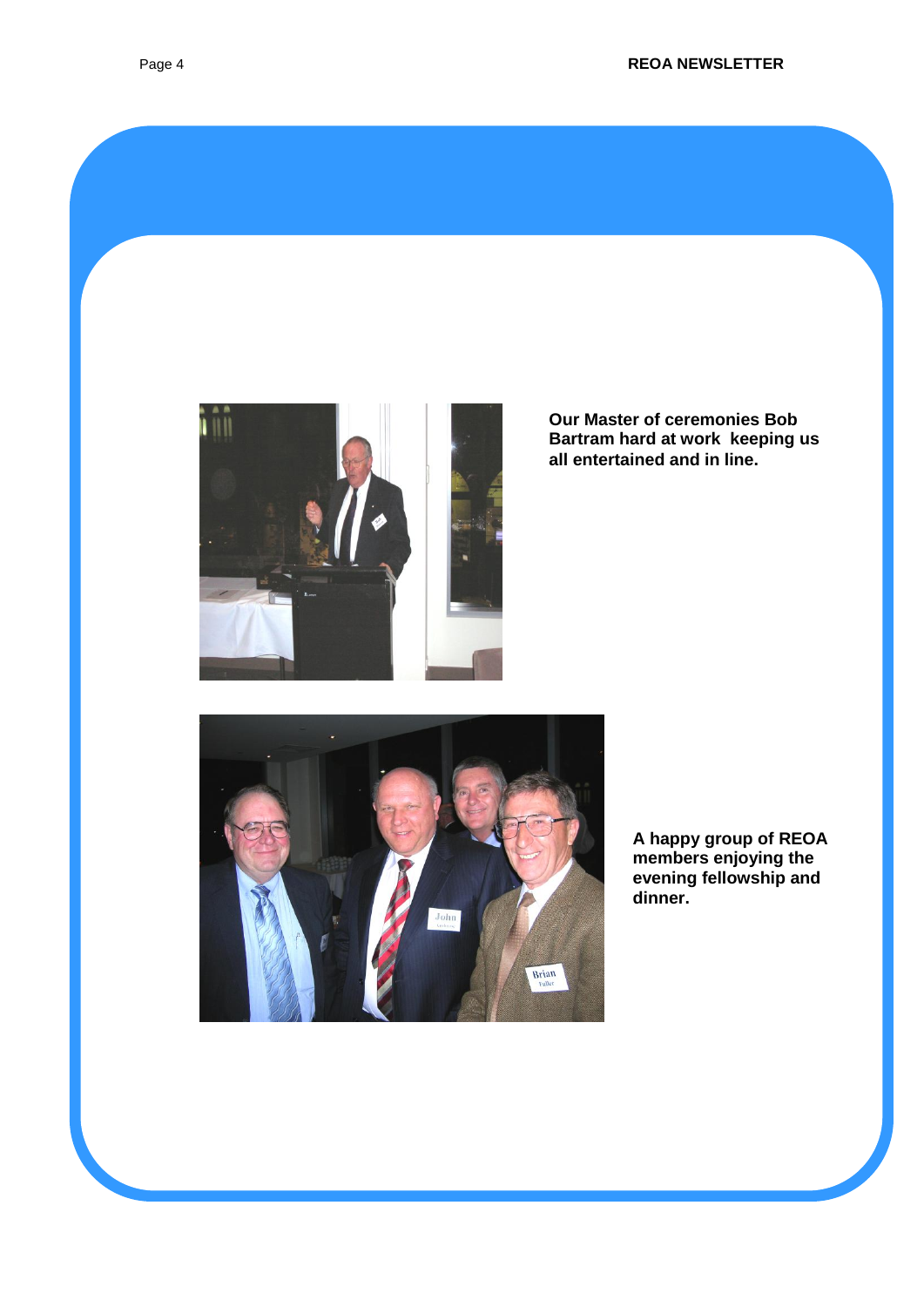Our Master of ceremonies Bob Bartram hard at work keeping us all entertained and in line.

A happy group of REOA members enjoying the evening fellowship and dinner.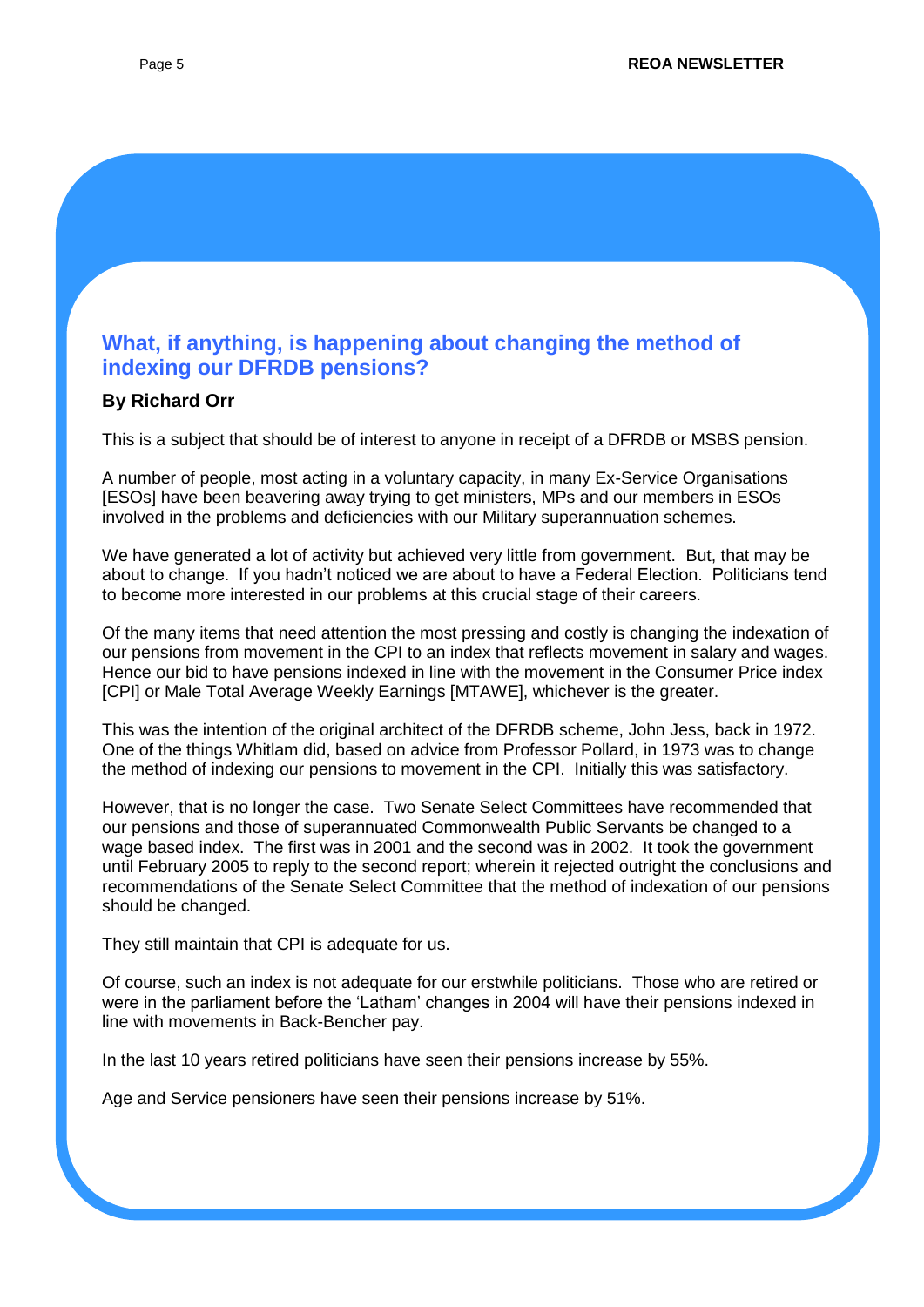## What, if anything, is happening about changing the method of indexing our DFRDB pensions?

**By Richard Orr**

This is a subject that should be of interest to anyone in receipt of a DFRDB or MSBS pension.

A number of people, most acting in a voluntary capacity, in many Ex-Service Organisations [ESOs] have been beavering away trying to get ministers, MPs and our members in ESOs involved in the problems and deficiencies with our Military superannuation schemes.

We have generated a lot of activity but achieved very little from government. But, that may be about to change. If you hadn't noticed we are about to have a Federal Election. Politicians tend to become more interested in our problems at this crucial stage of their careers.

Of the many items that need attention the most pressing and costly is changing the indexation of our pensions from movement in the CPI to an index that reflects movement in salary and wages. Hence our bid to have pensions indexed in line with the movement in the Consumer Price index [CPI] or Male Total Average Weekly Earnings [MTAWE], whichever is the greater.

This was the intention of the original architect of the DFRDB scheme, John Jess, back in 1972. One of the things Whitlam did, based on advice from Professor Pollard, in 1973 was to change the method of indexing our pensions to movement in the CPI. Initially this was satisfactory.

However, that is no longer the case. Two Senate Select Committees have recommended that our pensions and those of superannuated Commonwealth Public Servants be changed to a wage based index. The first was in 2001 and the second was in 2002. It took the government until February 2005 to reply to the second report; wherein it rejected outright the conclusions and recommendations of the Senate Select Committee that the method of indexation of our pensions should be changed.

They still maintain that CPI is adequate for us.

Of course, such an index is not adequate for our erstwhile politicians. Those who are retired or were in the parliament before the 'Latham' changes in 2004 will have their pensions indexed in line with movements in Back-Bencher pay.

In the last 10 years retired politicians have seen their pensions increase by 55%.

Age and Service pensioners have seen their pensions increase by 51%.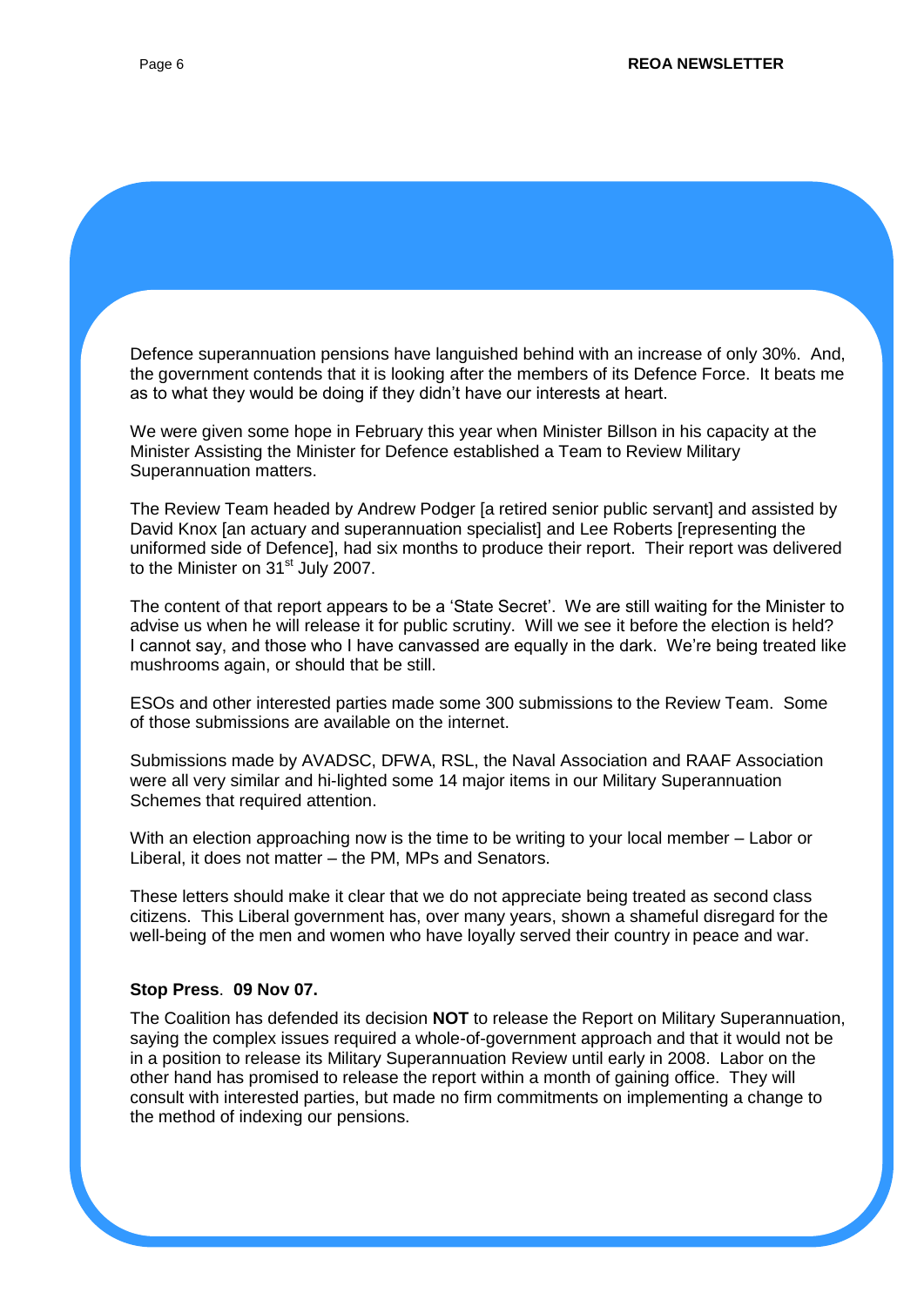Defence superannuation pensions have languished behind with an increase of only 30%. And, the government contends that it is looking after the members of its Defence Force. It beats me as to what they would be doing if they didn't have our interests at heart.

We were given some hope in February this year when Minister Billson in his capacity at the Minister Assisting the Minister for Defence established a Team to Review Military Superannuation matters.

The Review Team headed by Andrew Podger [a retired senior public servant] and assisted by David Knox [an actuary and superannuation specialist] and Lee Roberts [representing the uniformed side of Defence], had six months to produce their report. Their report was delivered to the Minister on 31st July 2007.

The content of that report appears to be a 'State Secret'. We are still waiting for the Minister to advise us when he will release it for public scrutiny. Will we see it before the election is held? I cannot say, and those who I have canvassed are equally in the dark. We're being treated like mushrooms again, or should that be still.

ESOs and other interested parties made some 300 submissions to the Review Team. Some of those submissions are available on the internet.

Submissions made by AVADSC, DFWA, RSL, the Naval Association and RAAF Association were all very similar and hi-lighted some 14 major items in our Military Superannuation Schemes that required attention.

With an election approaching now is the time to be writing to your local member – Labor or Liberal, it does not matter – the PM, MPs and Senators.

These letters should make it clear that we do not appreciate being treated as second class citizens. This Liberal government has, over many years, shown a shameful disregard for the well-being of the men and women who have loyally served their country in peace and war.

**Stop Press**. **09 Nov 07.**

The Coalition has defended its decision **NOT** to release the Report on Military Superannuation, saying the complex issues required a whole-of-government approach and that it would not be in a position to release its Military Superannuation Review until early in 2008. Labor on the other hand has promised to release the report within a month of gaining office. They will consult with interested parties, but made no firm commitments on implementing a change to the method of indexing our pensions.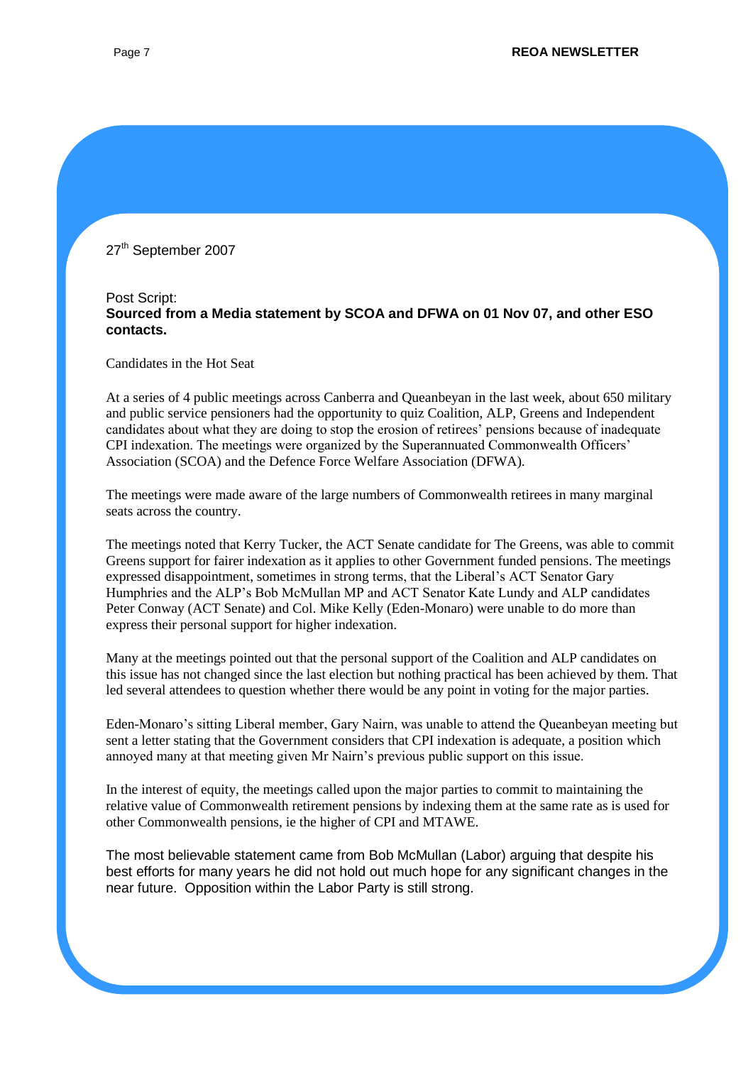27th September 2007

Post Script:
**Sourced from a Media statement by SCOA and DFWA on 01 Nov 07, and other ESO contacts.**

Candidates in the Hot Seat

At a series of 4 public meetings across Canberra and Queanbeyan in the last week, about 650 military and public service pensioners had the opportunity to quiz Coalition, ALP, Greens and Independent candidates about what they are doing to stop the erosion of retirees' pensions because of inadequate CPI indexation. The meetings were organized by the Superannuated Commonwealth Officers' Association (SCOA) and the Defence Force Welfare Association (DFWA).

The meetings were made aware of the large numbers of Commonwealth retirees in many marginal seats across the country.

The meetings noted that Kerry Tucker, the ACT Senate candidate for The Greens, was able to commit Greens support for fairer indexation as it applies to other Government funded pensions. The meetings expressed disappointment, sometimes in strong terms, that the Liberal's ACT Senator Gary Humphries and the ALP's Bob McMullan MP and ACT Senator Kate Lundy and ALP candidates Peter Conway (ACT Senate) and Col. Mike Kelly (Eden-Monaro) were unable to do more than express their personal support for higher indexation.

Many at the meetings pointed out that the personal support of the Coalition and ALP candidates on this issue has not changed since the last election but nothing practical has been achieved by them. That led several attendees to question whether there would be any point in voting for the major parties.

Eden-Monaro's sitting Liberal member, Gary Nairn, was unable to attend the Queanbeyan meeting but sent a letter stating that the Government considers that CPI indexation is adequate, a position which annoyed many at that meeting given Mr Nairn's previous public support on this issue.

In the interest of equity, the meetings called upon the major parties to commit to maintaining the relative value of Commonwealth retirement pensions by indexing them at the same rate as is used for other Commonwealth pensions, ie the higher of CPI and MTAWE.

The most believable statement came from Bob McMullan (Labor) arguing that despite his best efforts for many years he did not hold out much hope for any significant changes in the near future. Opposition within the Labor Party is still strong.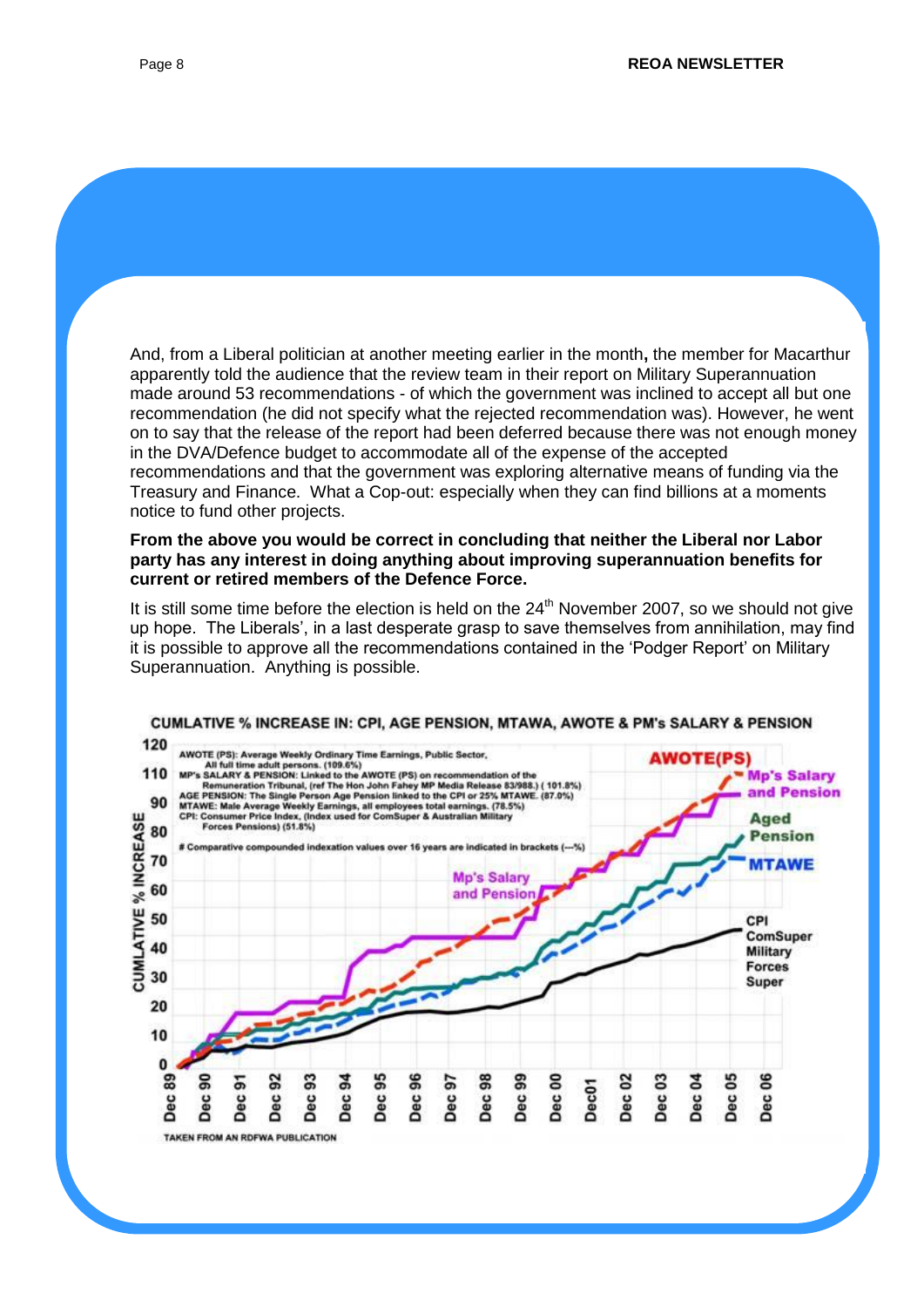And, from a Liberal politician at another meeting earlier in the month**,** the member for Macarthur apparently told the audience that the review team in their report on Military Superannuation made around 53 recommendations - of which the government was inclined to accept all but one recommendation (he did not specify what the rejected recommendation was). However, he went on to say that the release of the report had been deferred because there was not enough money in the DVA/Defence budget to accommodate all of the expense of the accepted recommendations and that the government was exploring alternative means of funding via the Treasury and Finance. What a Cop-out: especially when they can find billions at a moments notice to fund other projects.

**From the above you would be correct in concluding that neither the Liberal nor Labor party has any interest in doing anything about improving superannuation benefits for current or retired members of the Defence Force.**

It is still some time before the election is held on the 24th November 2007, so we should not give up hope. The Liberals', in a last desperate grasp to save themselves from annihilation, may find it is possible to approve all the recommendations contained in the 'Podger Report' on Military Superannuation. Anything is possible.

**CUMLATIVE % INCREASE IN: CPI, AGE PENSION, MTAWA, AWOTE & PM's SALARY & PENSION**

AWOTE (PS): Average Weekly Ordinary Time Earnings, Public Sector, All full time adult persons. (109.6%)
MP's SALARY & PENSION: Linked to the AWOTE (PS) on recommendation of the Remuneration Tribunal, (ref The Hon John Fahey MP Media Release 83/988.) ( 101.8%)
AGE PENSION: The Single Person Age Pension linked to the CPI or 25% MTAWE. (87.0%)
MTAWE: Male Average Weekly Earnings, all employees total earnings. (78.5%)
CPI: Consumer Price Index, (Index used for ComSuper & Australian Military Forces Pensions) (51.8%)

# Comparative compounded indexation values over 16 years are indicated in brackets (---%)

TAKEN FROM AN RDFWA PUBLICATION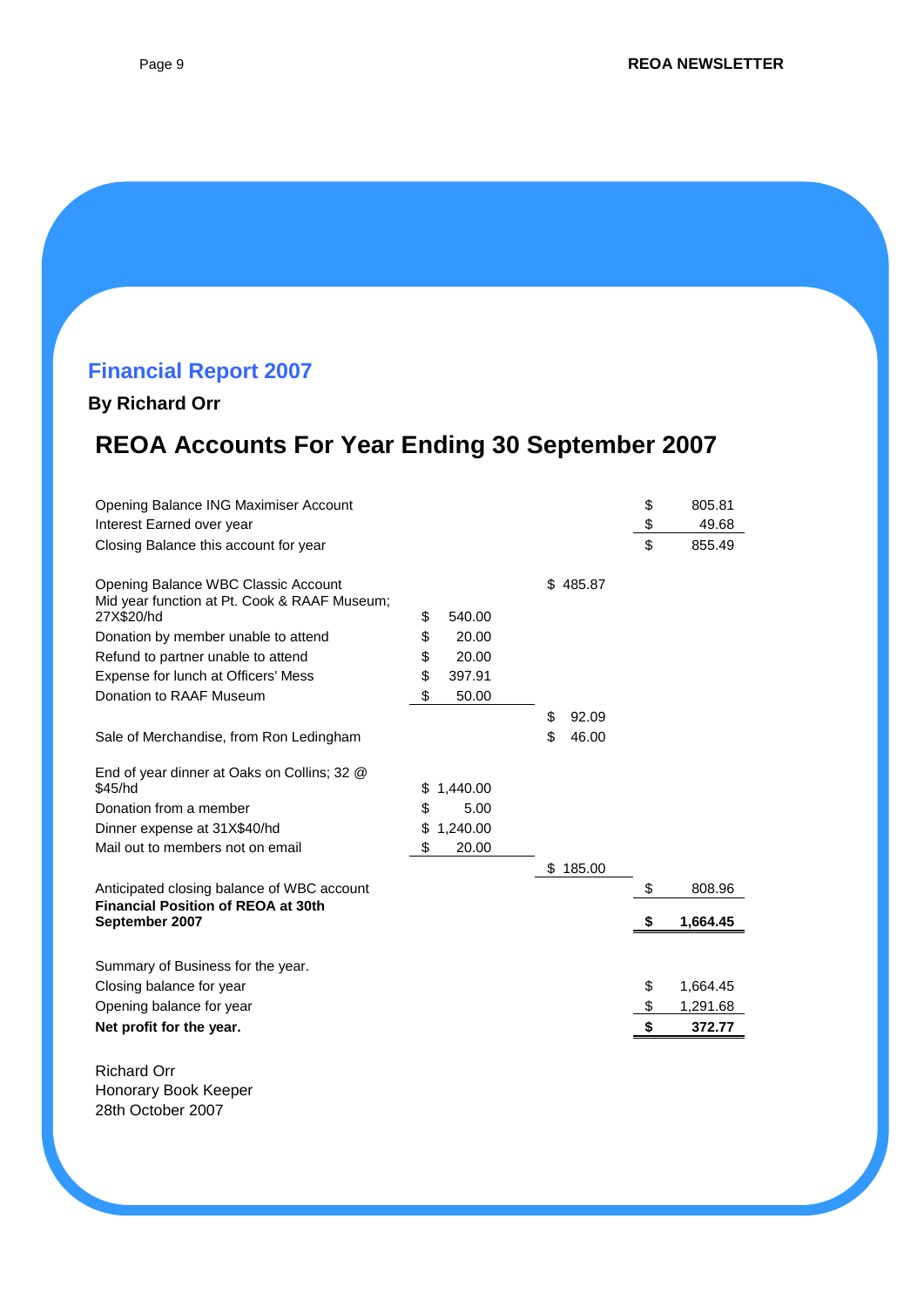## Financial Report 2007

**By Richard Orr**

# REOA Accounts For Year Ending 30 September 2007

| Item | | | |
|---|---|---|---|
| Opening Balance ING Maximiser Account | | | $ 805.81 |
| Interest Earned over year | | | $ 49.68 |
| Closing Balance this account for year | | | $ 855.49 |
| | | | |
| Opening Balance WBC Classic Account | | $ 485.87 | |
| Mid year function at Pt. Cook & RAAF Museum; 27X$20/hd | $ 540.00 | | |
| Donation by member unable to attend | $ 20.00 | | |
| Refund to partner unable to attend | $ 20.00 | | |
| Expense for lunch at Officers' Mess | $ 397.91 | | |
| Donation to RAAF Museum | $ 50.00 | | |
| | | $ 92.09 | |
| Sale of Merchandise, from Ron Ledingham | | $ 46.00 | |
| | | | |
| End of year dinner at Oaks on Collins; 32 @ $45/hd | $ 1,440.00 | | |
| Donation from a member | $ 5.00 | | |
| Dinner expense at 31X$40/hd | $ 1,240.00 | | |
| Mail out to members not on email | $ 20.00 | | |
| | | $ 185.00 | |
| Anticipated closing balance of WBC account | | | $ 808.96 |
| **Financial Position of REOA at 30th September 2007** | | | **$ 1,664.45** |
| | | | |
| Summary of Business for the year. | | | |
| Closing balance for year | | | $ 1,664.45 |
| Opening balance for year | | | $ 1,291.68 |
| **Net profit for the year.** | | | **$ 372.77** |

Richard Orr
Honorary Book Keeper
28th October 2007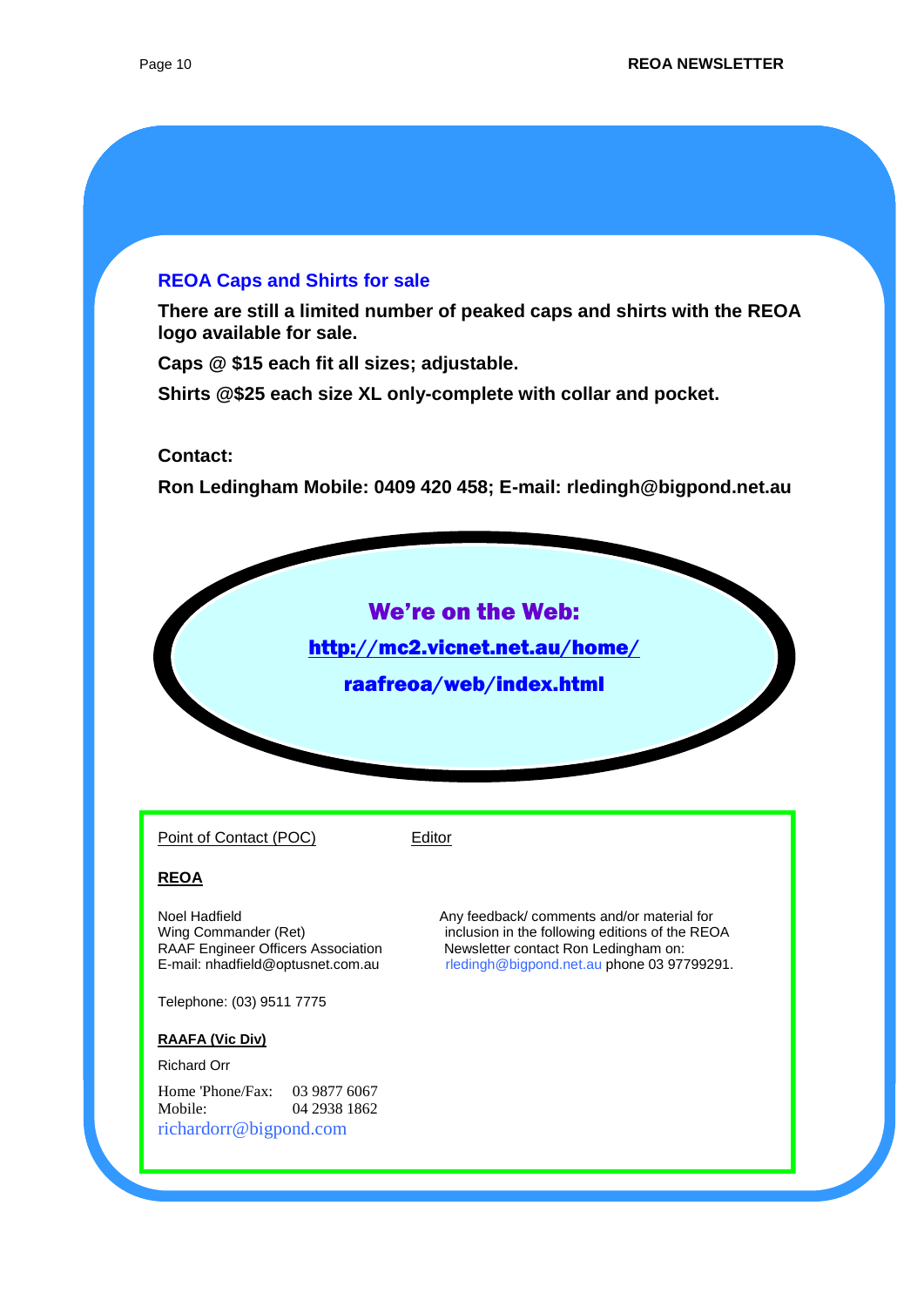## REOA Caps and Shirts for sale

**There are still a limited number of peaked caps and shirts with the REOA logo available for sale.**

**Caps @ $15 each fit all sizes; adjustable.**

**Shirts @$25 each size XL only-complete with collar and pocket.**

**Contact:**

**Ron Ledingham Mobile: 0409 420 458; E-mail: rledingh@bigpond.net.au**

**We're on the Web:**

**http://mc2.vicnet.net.au/home/raafreoa/web/index.html**

Point of Contact (POC)

**REOA**

Noel Hadfield
Wing Commander (Ret)
RAAF Engineer Officers Association
E-mail: nhadfield@optusnet.com.au

Telephone: (03) 9511 7775

**RAAFA (Vic Div)**

Richard Orr

Home 'Phone/Fax: 03 9877 6067
Mobile: 04 2938 1862
richardorr@bigpond.com

Editor

Any feedback/ comments and/or material for inclusion in the following editions of the REOA Newsletter contact Ron Ledingham on: rledingh@bigpond.net.au phone 03 97799291.